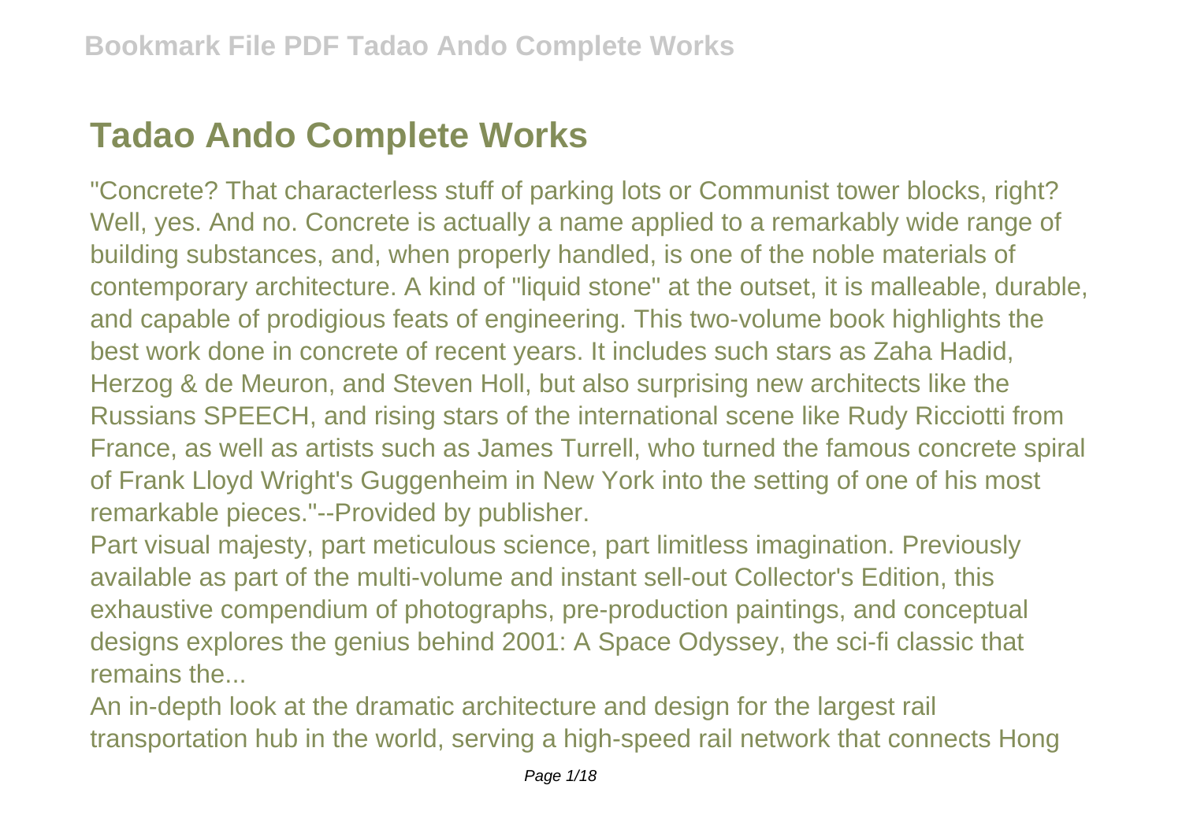# Tadao Ando Complete Works

"Concrete? That characterless stuff of parking lots or Communist tower blocks, right? Well, yes. And no. Concrete is actually a name applied to a remarkably wide range of building substances, and, when properly handled, is one of the noble materials of contemporary architecture. A kind of "liquid stone" at the outset, it is malleable, durable, and capable of prodigious feats of engineering. This two-volume book highlights the best work done in concrete of recent years. It includes such stars as Zaha Hadid, Herzog & de Meuron, and Steven Holl, but also surprising new architects like the Russians SPEECH, and rising stars of the international scene like Rudy Ricciotti from France, as well as artists such as James Turrell, who turned the famous concrete spiral of Frank Lloyd Wright's Guggenheim in New York into the setting of one of his most remarkable pieces."--Provided by publisher.

Part visual majesty, part meticulous science, part limitless imagination. Previously available as part of the multi-volume and instant sell-out Collector's Edition, this exhaustive compendium of photographs, pre-production paintings, and conceptual designs explores the genius behind 2001: A Space Odyssey, the sci-fi classic that remains the...

An in-depth look at the dramatic architecture and design for the largest rail transportation hub in the world, serving a high-speed rail network that connects Hong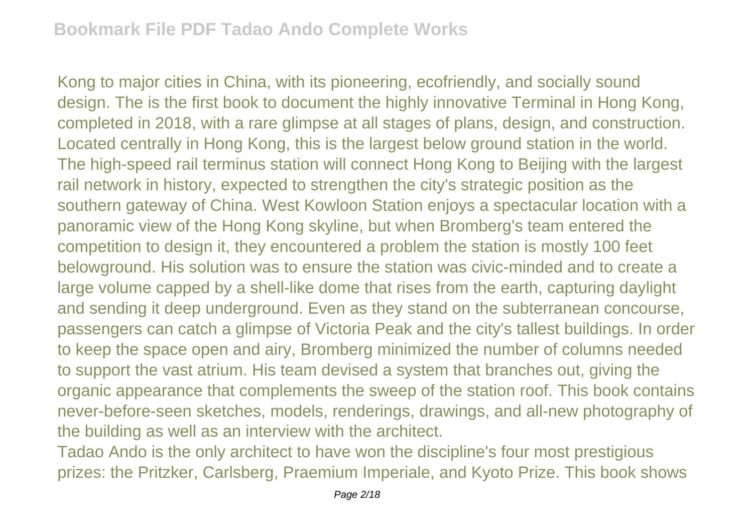Kong to major cities in China, with its pioneering, ecofriendly, and socially sound design. The is the first book to document the highly innovative Terminal in Hong Kong, completed in 2018, with a rare glimpse at all stages of plans, design, and construction. Located centrally in Hong Kong, this is the largest below ground station in the world. The high-speed rail terminus station will connect Hong Kong to Beijing with the largest rail network in history, expected to strengthen the city's strategic position as the southern gateway of China. West Kowloon Station enjoys a spectacular location with a panoramic view of the Hong Kong skyline, but when Bromberg's team entered the competition to design it, they encountered a problem the station is mostly 100 feet belowground. His solution was to ensure the station was civic-minded and to create a large volume capped by a shell-like dome that rises from the earth, capturing daylight and sending it deep underground. Even as they stand on the subterranean concourse, passengers can catch a glimpse of Victoria Peak and the city's tallest buildings. In order to keep the space open and airy, Bromberg minimized the number of columns needed to support the vast atrium. His team devised a system that branches out, giving the organic appearance that complements the sweep of the station roof. This book contains never-before-seen sketches, models, renderings, drawings, and all-new photography of the building as well as an interview with the architect.

Tadao Ando is the only architect to have won the discipline's four most prestigious prizes: the Pritzker, Carlsberg, Praemium Imperiale, and Kyoto Prize. This book shows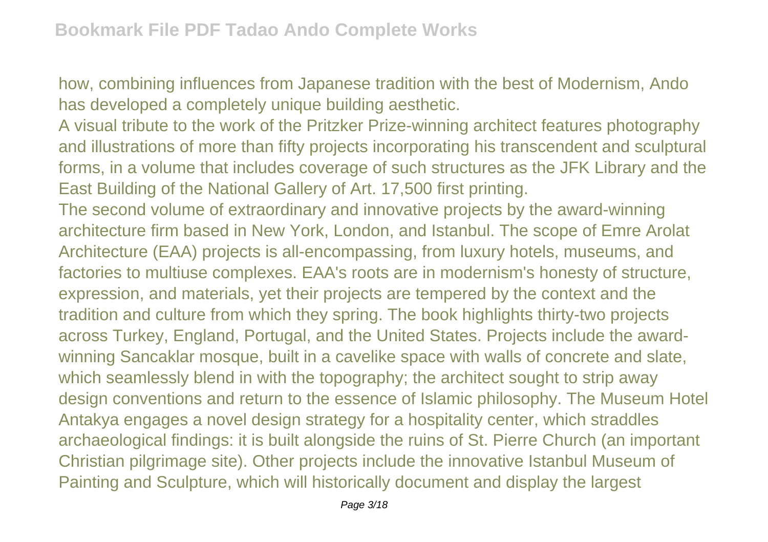how, combining influences from Japanese tradition with the best of Modernism, Ando has developed a completely unique building aesthetic.

A visual tribute to the work of the Pritzker Prize-winning architect features photography and illustrations of more than fifty projects incorporating his transcendent and sculptural forms, in a volume that includes coverage of such structures as the JFK Library and the East Building of the National Gallery of Art. 17,500 first printing.

The second volume of extraordinary and innovative projects by the award-winning architecture firm based in New York, London, and Istanbul. The scope of Emre Arolat Architecture (EAA) projects is all-encompassing, from luxury hotels, museums, and factories to multiuse complexes. EAA's roots are in modernism's honesty of structure, expression, and materials, yet their projects are tempered by the context and the tradition and culture from which they spring. The book highlights thirty-two projects across Turkey, England, Portugal, and the United States. Projects include the award-winning Sancaklar mosque, built in a cavelike space with walls of concrete and slate, which seamlessly blend in with the topography; the architect sought to strip away design conventions and return to the essence of Islamic philosophy. The Museum Hotel Antakya engages a novel design strategy for a hospitality center, which straddles archaeological findings: it is built alongside the ruins of St. Pierre Church (an important Christian pilgrimage site). Other projects include the innovative Istanbul Museum of Painting and Sculpture, which will historically document and display the largest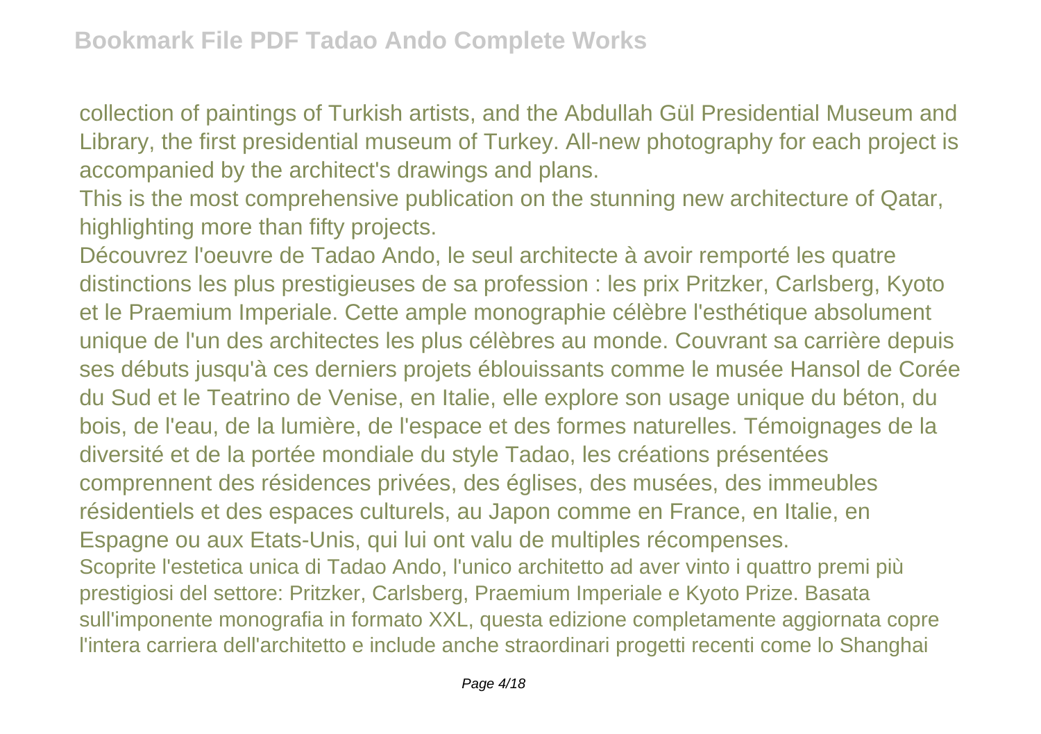collection of paintings of Turkish artists, and the Abdullah Gül Presidential Museum and Library, the first presidential museum of Turkey. All-new photography for each project is accompanied by the architect's drawings and plans.

This is the most comprehensive publication on the stunning new architecture of Qatar, highlighting more than fifty projects.

Découvrez l'oeuvre de Tadao Ando, le seul architecte à avoir remporté les quatre distinctions les plus prestigieuses de sa profession : les prix Pritzker, Carlsberg, Kyoto et le Praemium Imperiale. Cette ample monographie célèbre l'esthétique absolument unique de l'un des architectes les plus célèbres au monde. Couvrant sa carrière depuis ses débuts jusqu'à ces derniers projets éblouissants comme le musée Hansol de Corée du Sud et le Teatrino de Venise, en Italie, elle explore son usage unique du béton, du bois, de l'eau, de la lumière, de l'espace et des formes naturelles. Témoignages de la diversité et de la portée mondiale du style Tadao, les créations présentées comprennent des résidences privées, des églises, des musées, des immeubles résidentiels et des espaces culturels, au Japon comme en France, en Italie, en Espagne ou aux Etats-Unis, qui lui ont valu de multiples récompenses.

Scoprite l'estetica unica di Tadao Ando, l'unico architetto ad aver vinto i quattro premi più prestigiosi del settore: Pritzker, Carlsberg, Praemium Imperiale e Kyoto Prize. Basata sull'imponente monografia in formato XXL, questa edizione completamente aggiornata copre l'intera carriera dell'architetto e include anche straordinari progetti recenti come lo Shanghai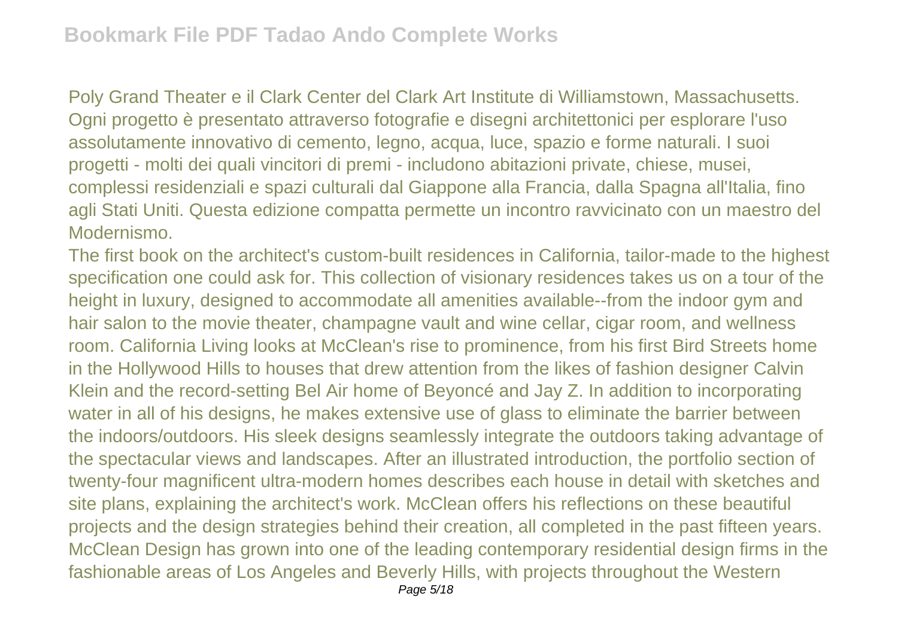Poly Grand Theater e il Clark Center del Clark Art Institute di Williamstown, Massachusetts. Ogni progetto è presentato attraverso fotografie e disegni architettonici per esplorare l'uso assolutamente innovativo di cemento, legno, acqua, luce, spazio e forme naturali. I suoi progetti - molti dei quali vincitori di premi - includono abitazioni private, chiese, musei, complessi residenziali e spazi culturali dal Giappone alla Francia, dalla Spagna all'Italia, fino agli Stati Uniti. Questa edizione compatta permette un incontro ravvicinato con un maestro del Modernismo.

The first book on the architect's custom-built residences in California, tailor-made to the highest specification one could ask for. This collection of visionary residences takes us on a tour of the height in luxury, designed to accommodate all amenities available--from the indoor gym and hair salon to the movie theater, champagne vault and wine cellar, cigar room, and wellness room. California Living looks at McClean's rise to prominence, from his first Bird Streets home in the Hollywood Hills to houses that drew attention from the likes of fashion designer Calvin Klein and the record-setting Bel Air home of Beyoncé and Jay Z. In addition to incorporating water in all of his designs, he makes extensive use of glass to eliminate the barrier between the indoors/outdoors. His sleek designs seamlessly integrate the outdoors taking advantage of the spectacular views and landscapes. After an illustrated introduction, the portfolio section of twenty-four magnificent ultra-modern homes describes each house in detail with sketches and site plans, explaining the architect's work. McClean offers his reflections on these beautiful projects and the design strategies behind their creation, all completed in the past fifteen years. McClean Design has grown into one of the leading contemporary residential design firms in the fashionable areas of Los Angeles and Beverly Hills, with projects throughout the Western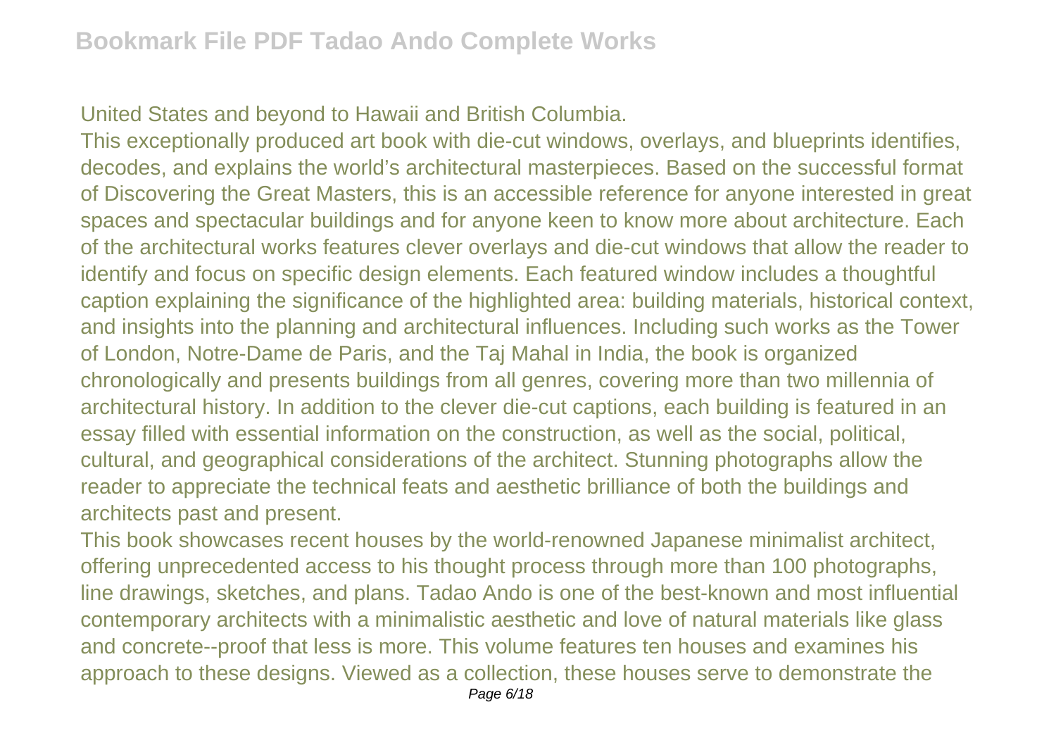United States and beyond to Hawaii and British Columbia.

This exceptionally produced art book with die-cut windows, overlays, and blueprints identifies, decodes, and explains the world's architectural masterpieces. Based on the successful format of Discovering the Great Masters, this is an accessible reference for anyone interested in great spaces and spectacular buildings and for anyone keen to know more about architecture. Each of the architectural works features clever overlays and die-cut windows that allow the reader to identify and focus on specific design elements. Each featured window includes a thoughtful caption explaining the significance of the highlighted area: building materials, historical context, and insights into the planning and architectural influences. Including such works as the Tower of London, Notre-Dame de Paris, and the Taj Mahal in India, the book is organized chronologically and presents buildings from all genres, covering more than two millennia of architectural history. In addition to the clever die-cut captions, each building is featured in an essay filled with essential information on the construction, as well as the social, political, cultural, and geographical considerations of the architect. Stunning photographs allow the reader to appreciate the technical feats and aesthetic brilliance of both the buildings and architects past and present.

This book showcases recent houses by the world-renowned Japanese minimalist architect, offering unprecedented access to his thought process through more than 100 photographs, line drawings, sketches, and plans. Tadao Ando is one of the best-known and most influential contemporary architects with a minimalistic aesthetic and love of natural materials like glass and concrete--proof that less is more. This volume features ten houses and examines his approach to these designs. Viewed as a collection, these houses serve to demonstrate the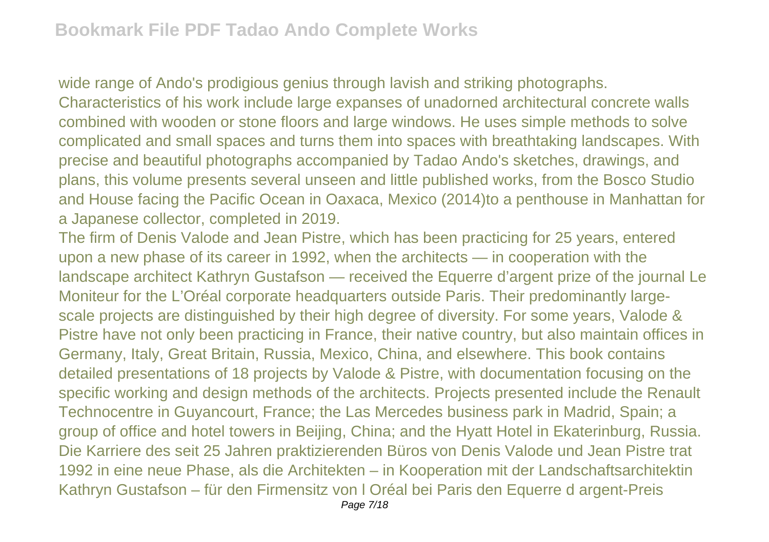wide range of Ando's prodigious genius through lavish and striking photographs. Characteristics of his work include large expanses of unadorned architectural concrete walls combined with wooden or stone floors and large windows. He uses simple methods to solve complicated and small spaces and turns them into spaces with breathtaking landscapes. With precise and beautiful photographs accompanied by Tadao Ando's sketches, drawings, and plans, this volume presents several unseen and little published works, from the Bosco Studio and House facing the Pacific Ocean in Oaxaca, Mexico (2014)to a penthouse in Manhattan for a Japanese collector, completed in 2019.

The firm of Denis Valode and Jean Pistre, which has been practicing for 25 years, entered upon a new phase of its career in 1992, when the architects — in cooperation with the landscape architect Kathryn Gustafson — received the Equerre d'argent prize of the journal Le Moniteur for the L'Oréal corporate headquarters outside Paris. Their predominantly large-scale projects are distinguished by their high degree of diversity. For some years, Valode & Pistre have not only been practicing in France, their native country, but also maintain offices in Germany, Italy, Great Britain, Russia, Mexico, China, and elsewhere. This book contains detailed presentations of 18 projects by Valode & Pistre, with documentation focusing on the specific working and design methods of the architects. Projects presented include the Renault Technocentre in Guyancourt, France; the Las Mercedes business park in Madrid, Spain; a group of office and hotel towers in Beijing, China; and the Hyatt Hotel in Ekaterinburg, Russia. Die Karriere des seit 25 Jahren praktizierenden Büros von Denis Valode und Jean Pistre trat 1992 in eine neue Phase, als die Architekten – in Kooperation mit der Landschaftsarchitektin Kathryn Gustafson – für den Firmensitz von l Oréal bei Paris den Equerre d argent-Preis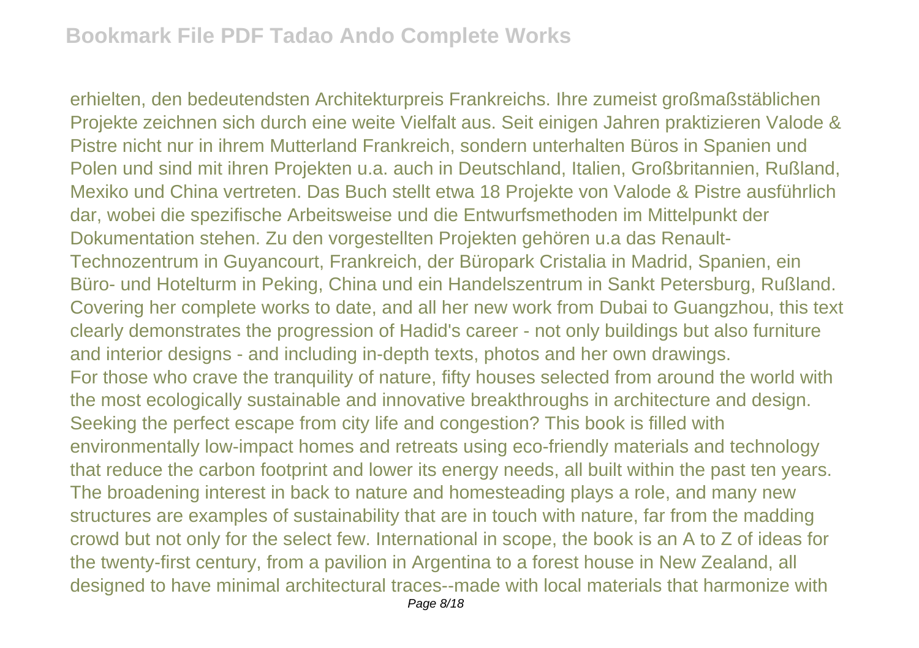erhielten, den bedeutendsten Architekturpreis Frankreichs. Ihre zumeist großmaßstäblichen Projekte zeichnen sich durch eine weite Vielfalt aus. Seit einigen Jahren praktizieren Valode & Pistre nicht nur in ihrem Mutterland Frankreich, sondern unterhalten Büros in Spanien und Polen und sind mit ihren Projekten u.a. auch in Deutschland, Italien, Großbritannien, Rußland, Mexiko und China vertreten. Das Buch stellt etwa 18 Projekte von Valode & Pistre ausführlich dar, wobei die spezifische Arbeitsweise und die Entwurfsmethoden im Mittelpunkt der Dokumentation stehen. Zu den vorgestellten Projekten gehören u.a das Renault-Technozentrum in Guyancourt, Frankreich, der Büropark Cristalia in Madrid, Spanien, ein Büro- und Hotelturm in Peking, China und ein Handelszentrum in Sankt Petersburg, Rußland.
Covering her complete works to date, and all her new work from Dubai to Guangzhou, this text clearly demonstrates the progression of Hadid's career - not only buildings but also furniture and interior designs - and including in-depth texts, photos and her own drawings.
For those who crave the tranquility of nature, fifty houses selected from around the world with the most ecologically sustainable and innovative breakthroughs in architecture and design. Seeking the perfect escape from city life and congestion? This book is filled with environmentally low-impact homes and retreats using eco-friendly materials and technology that reduce the carbon footprint and lower its energy needs, all built within the past ten years. The broadening interest in back to nature and homesteading plays a role, and many new structures are examples of sustainability that are in touch with nature, far from the madding crowd but not only for the select few. International in scope, the book is an A to Z of ideas for the twenty-first century, from a pavilion in Argentina to a forest house in New Zealand, all designed to have minimal architectural traces--made with local materials that harmonize with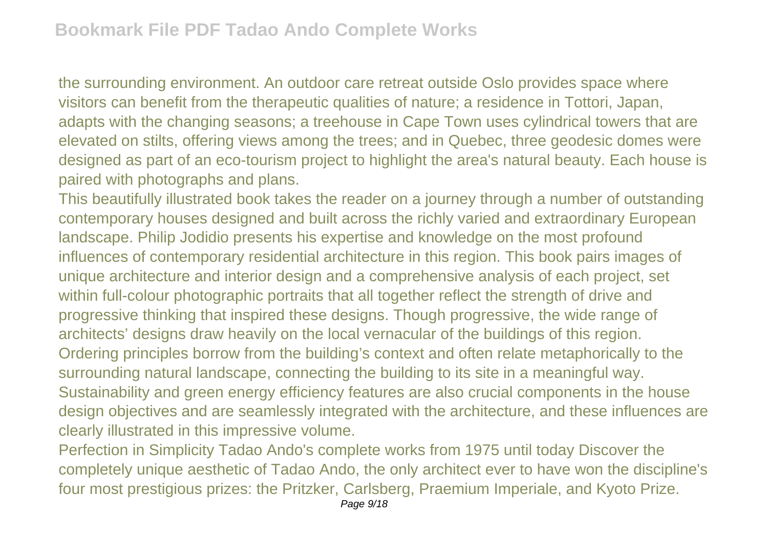the surrounding environment. An outdoor care retreat outside Oslo provides space where visitors can benefit from the therapeutic qualities of nature; a residence in Tottori, Japan, adapts with the changing seasons; a treehouse in Cape Town uses cylindrical towers that are elevated on stilts, offering views among the trees; and in Quebec, three geodesic domes were designed as part of an eco-tourism project to highlight the area's natural beauty. Each house is paired with photographs and plans.

This beautifully illustrated book takes the reader on a journey through a number of outstanding contemporary houses designed and built across the richly varied and extraordinary European landscape. Philip Jodidio presents his expertise and knowledge on the most profound influences of contemporary residential architecture in this region. This book pairs images of unique architecture and interior design and a comprehensive analysis of each project, set within full-colour photographic portraits that all together reflect the strength of drive and progressive thinking that inspired these designs. Though progressive, the wide range of architects' designs draw heavily on the local vernacular of the buildings of this region. Ordering principles borrow from the building's context and often relate metaphorically to the surrounding natural landscape, connecting the building to its site in a meaningful way. Sustainability and green energy efficiency features are also crucial components in the house design objectives and are seamlessly integrated with the architecture, and these influences are clearly illustrated in this impressive volume.

Perfection in Simplicity Tadao Ando's complete works from 1975 until today Discover the completely unique aesthetic of Tadao Ando, the only architect ever to have won the discipline's four most prestigious prizes: the Pritzker, Carlsberg, Praemium Imperiale, and Kyoto Prize.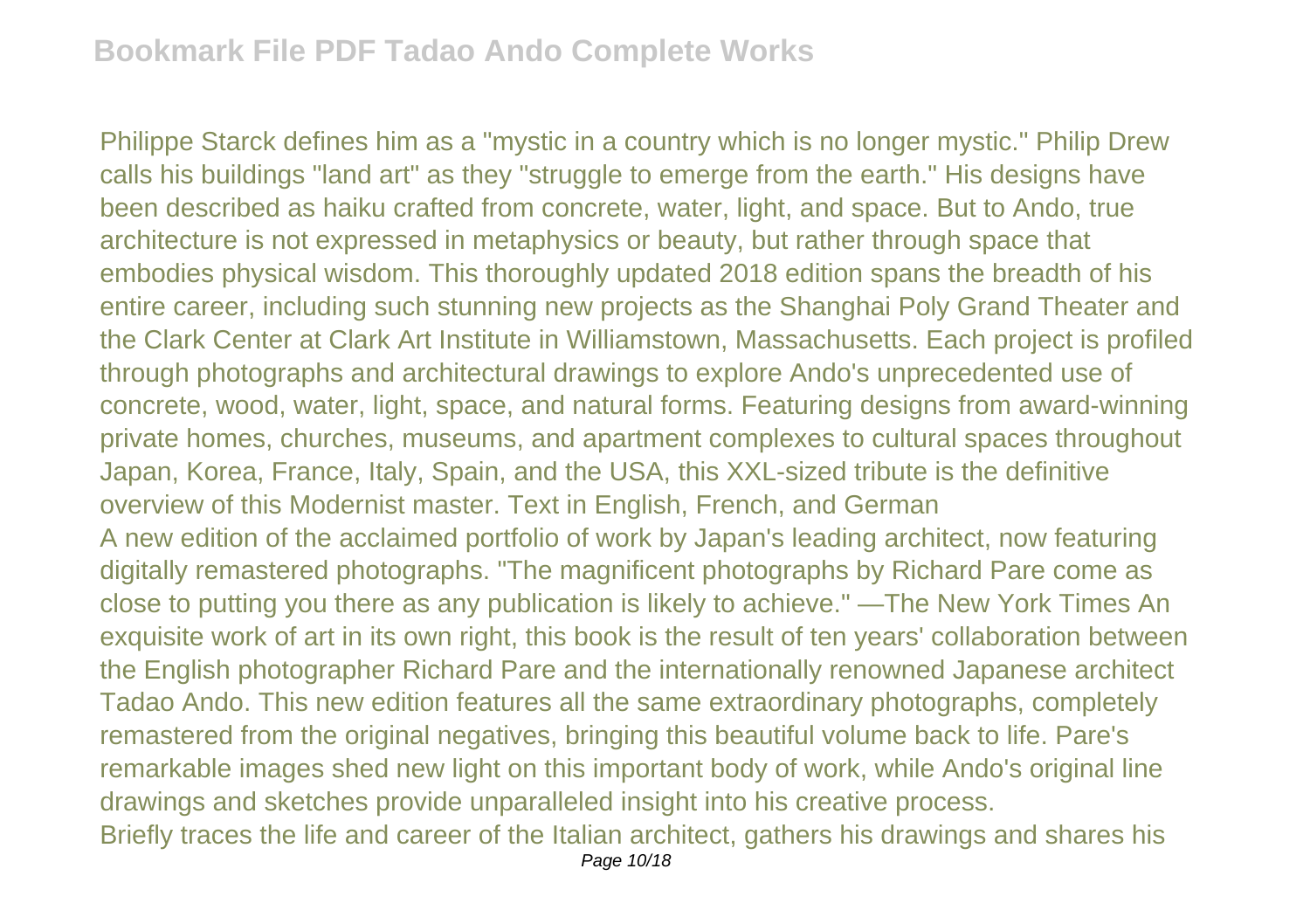Philippe Starck defines him as a "mystic in a country which is no longer mystic." Philip Drew calls his buildings "land art" as they "struggle to emerge from the earth." His designs have been described as haiku crafted from concrete, water, light, and space. But to Ando, true architecture is not expressed in metaphysics or beauty, but rather through space that embodies physical wisdom. This thoroughly updated 2018 edition spans the breadth of his entire career, including such stunning new projects as the Shanghai Poly Grand Theater and the Clark Center at Clark Art Institute in Williamstown, Massachusetts. Each project is profiled through photographs and architectural drawings to explore Ando's unprecedented use of concrete, wood, water, light, space, and natural forms. Featuring designs from award-winning private homes, churches, museums, and apartment complexes to cultural spaces throughout Japan, Korea, France, Italy, Spain, and the USA, this XXL-sized tribute is the definitive overview of this Modernist master. Text in English, French, and German

A new edition of the acclaimed portfolio of work by Japan's leading architect, now featuring digitally remastered photographs. "The magnificent photographs by Richard Pare come as close to putting you there as any publication is likely to achieve." —The New York Times An exquisite work of art in its own right, this book is the result of ten years' collaboration between the English photographer Richard Pare and the internationally renowned Japanese architect Tadao Ando. This new edition features all the same extraordinary photographs, completely remastered from the original negatives, bringing this beautiful volume back to life. Pare's remarkable images shed new light on this important body of work, while Ando's original line drawings and sketches provide unparalleled insight into his creative process.

Briefly traces the life and career of the Italian architect, gathers his drawings and shares his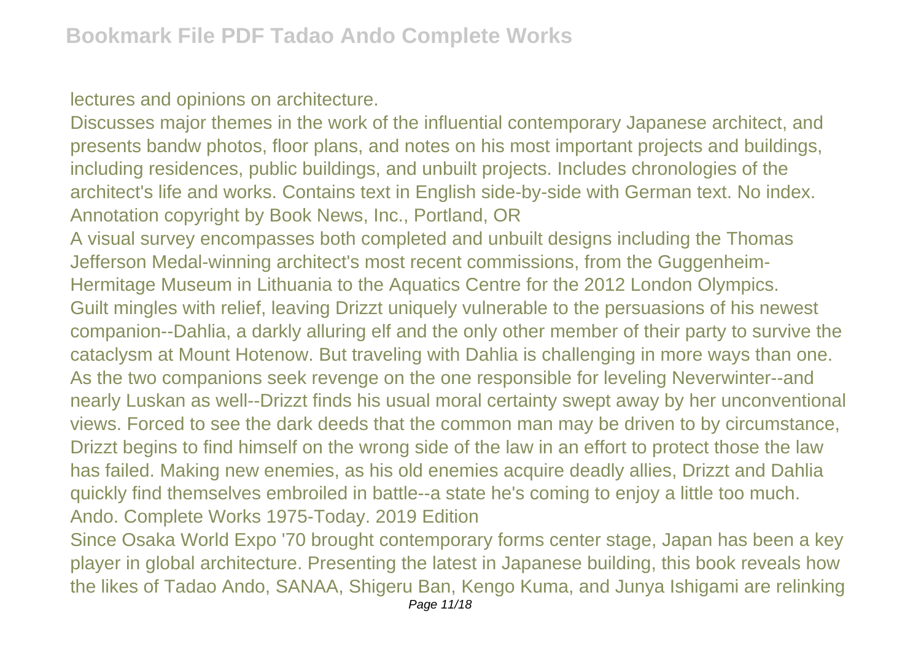lectures and opinions on architecture.

Discusses major themes in the work of the influential contemporary Japanese architect, and presents bandw photos, floor plans, and notes on his most important projects and buildings, including residences, public buildings, and unbuilt projects. Includes chronologies of the architect's life and works. Contains text in English side-by-side with German text. No index. Annotation copyright by Book News, Inc., Portland, OR

A visual survey encompasses both completed and unbuilt designs including the Thomas Jefferson Medal-winning architect's most recent commissions, from the Guggenheim-Hermitage Museum in Lithuania to the Aquatics Centre for the 2012 London Olympics.

Guilt mingles with relief, leaving Drizzt uniquely vulnerable to the persuasions of his newest companion--Dahlia, a darkly alluring elf and the only other member of their party to survive the cataclysm at Mount Hotenow. But traveling with Dahlia is challenging in more ways than one. As the two companions seek revenge on the one responsible for leveling Neverwinter--and nearly Luskan as well--Drizzt finds his usual moral certainty swept away by her unconventional views. Forced to see the dark deeds that the common man may be driven to by circumstance, Drizzt begins to find himself on the wrong side of the law in an effort to protect those the law has failed. Making new enemies, as his old enemies acquire deadly allies, Drizzt and Dahlia quickly find themselves embroiled in battle--a state he's coming to enjoy a little too much.

Ando. Complete Works 1975-Today. 2019 Edition

Since Osaka World Expo '70 brought contemporary forms center stage, Japan has been a key player in global architecture. Presenting the latest in Japanese building, this book reveals how the likes of Tadao Ando, SANAA, Shigeru Ban, Kengo Kuma, and Junya Ishigami are relinking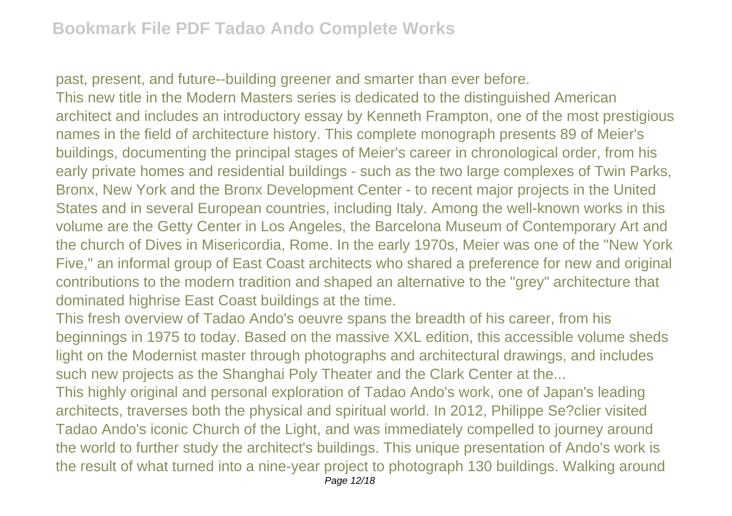past, present, and future--building greener and smarter than ever before.

This new title in the Modern Masters series is dedicated to the distinguished American architect and includes an introductory essay by Kenneth Frampton, one of the most prestigious names in the field of architecture history. This complete monograph presents 89 of Meier's buildings, documenting the principal stages of Meier's career in chronological order, from his early private homes and residential buildings - such as the two large complexes of Twin Parks, Bronx, New York and the Bronx Development Center - to recent major projects in the United States and in several European countries, including Italy. Among the well-known works in this volume are the Getty Center in Los Angeles, the Barcelona Museum of Contemporary Art and the church of Dives in Misericordia, Rome. In the early 1970s, Meier was one of the "New York Five," an informal group of East Coast architects who shared a preference for new and original contributions to the modern tradition and shaped an alternative to the "grey" architecture that dominated highrise East Coast buildings at the time.

This fresh overview of Tadao Ando's oeuvre spans the breadth of his career, from his beginnings in 1975 to today. Based on the massive XXL edition, this accessible volume sheds light on the Modernist master through photographs and architectural drawings, and includes such new projects as the Shanghai Poly Theater and the Clark Center at the...

This highly original and personal exploration of Tadao Ando's work, one of Japan's leading architects, traverses both the physical and spiritual world. In 2012, Philippe Se?clier visited Tadao Ando's iconic Church of the Light, and was immediately compelled to journey around the world to further study the architect's buildings. This unique presentation of Ando's work is the result of what turned into a nine-year project to photograph 130 buildings. Walking around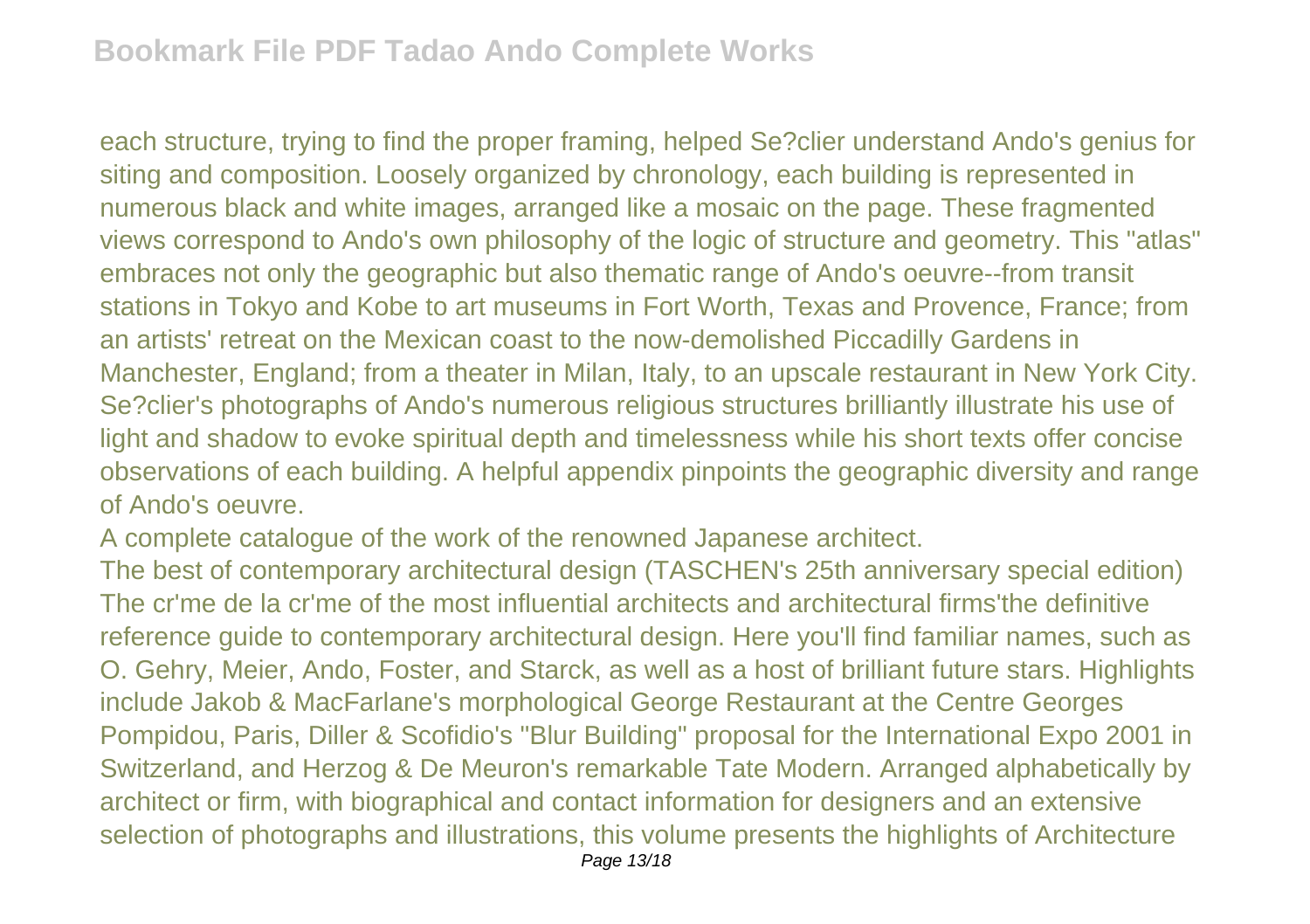each structure, trying to find the proper framing, helped Se?clier understand Ando's genius for siting and composition. Loosely organized by chronology, each building is represented in numerous black and white images, arranged like a mosaic on the page. These fragmented views correspond to Ando's own philosophy of the logic of structure and geometry. This "atlas" embraces not only the geographic but also thematic range of Ando's oeuvre--from transit stations in Tokyo and Kobe to art museums in Fort Worth, Texas and Provence, France; from an artists' retreat on the Mexican coast to the now-demolished Piccadilly Gardens in Manchester, England; from a theater in Milan, Italy, to an upscale restaurant in New York City. Se?clier's photographs of Ando's numerous religious structures brilliantly illustrate his use of light and shadow to evoke spiritual depth and timelessness while his short texts offer concise observations of each building. A helpful appendix pinpoints the geographic diversity and range of Ando's oeuvre.

A complete catalogue of the work of the renowned Japanese architect.

The best of contemporary architectural design (TASCHEN's 25th anniversary special edition) The cr'me de la cr'me of the most influential architects and architectural firms'the definitive reference guide to contemporary architectural design. Here you'll find familiar names, such as O. Gehry, Meier, Ando, Foster, and Starck, as well as a host of brilliant future stars. Highlights include Jakob & MacFarlane's morphological George Restaurant at the Centre Georges Pompidou, Paris, Diller & Scofidio's "Blur Building" proposal for the International Expo 2001 in Switzerland, and Herzog & De Meuron's remarkable Tate Modern. Arranged alphabetically by architect or firm, with biographical and contact information for designers and an extensive selection of photographs and illustrations, this volume presents the highlights of Architecture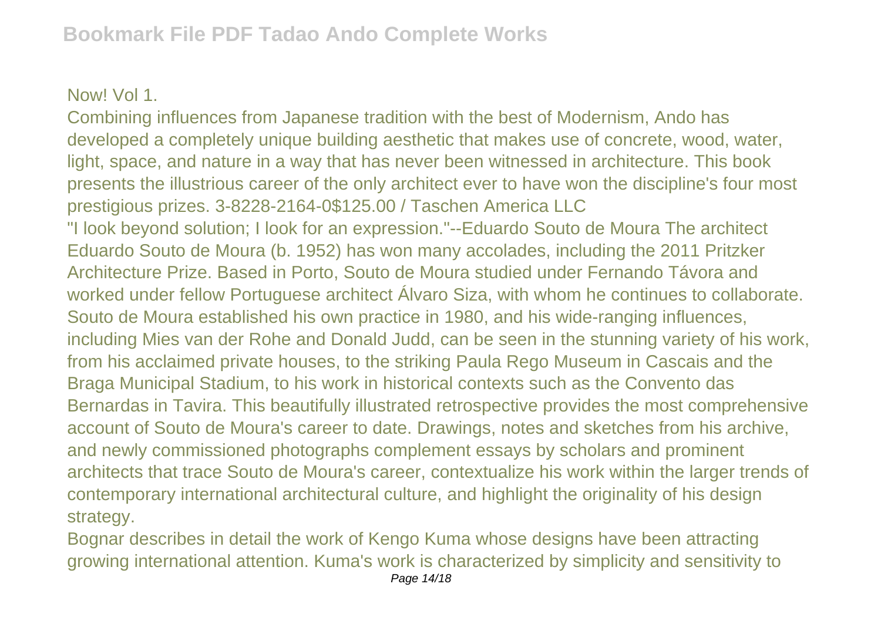Now! Vol 1.

Combining influences from Japanese tradition with the best of Modernism, Ando has developed a completely unique building aesthetic that makes use of concrete, wood, water, light, space, and nature in a way that has never been witnessed in architecture. This book presents the illustrious career of the only architect ever to have won the discipline's four most prestigious prizes. 3-8228-2164-0$125.00 / Taschen America LLC

"I look beyond solution; I look for an expression."--Eduardo Souto de Moura The architect Eduardo Souto de Moura (b. 1952) has won many accolades, including the 2011 Pritzker Architecture Prize. Based in Porto, Souto de Moura studied under Fernando Távora and worked under fellow Portuguese architect Álvaro Siza, with whom he continues to collaborate. Souto de Moura established his own practice in 1980, and his wide-ranging influences, including Mies van der Rohe and Donald Judd, can be seen in the stunning variety of his work, from his acclaimed private houses, to the striking Paula Rego Museum in Cascais and the Braga Municipal Stadium, to his work in historical contexts such as the Convento das Bernardas in Tavira. This beautifully illustrated retrospective provides the most comprehensive account of Souto de Moura's career to date. Drawings, notes and sketches from his archive, and newly commissioned photographs complement essays by scholars and prominent architects that trace Souto de Moura's career, contextualize his work within the larger trends of contemporary international architectural culture, and highlight the originality of his design strategy.

Bognar describes in detail the work of Kengo Kuma whose designs have been attracting growing international attention. Kuma's work is characterized by simplicity and sensitivity to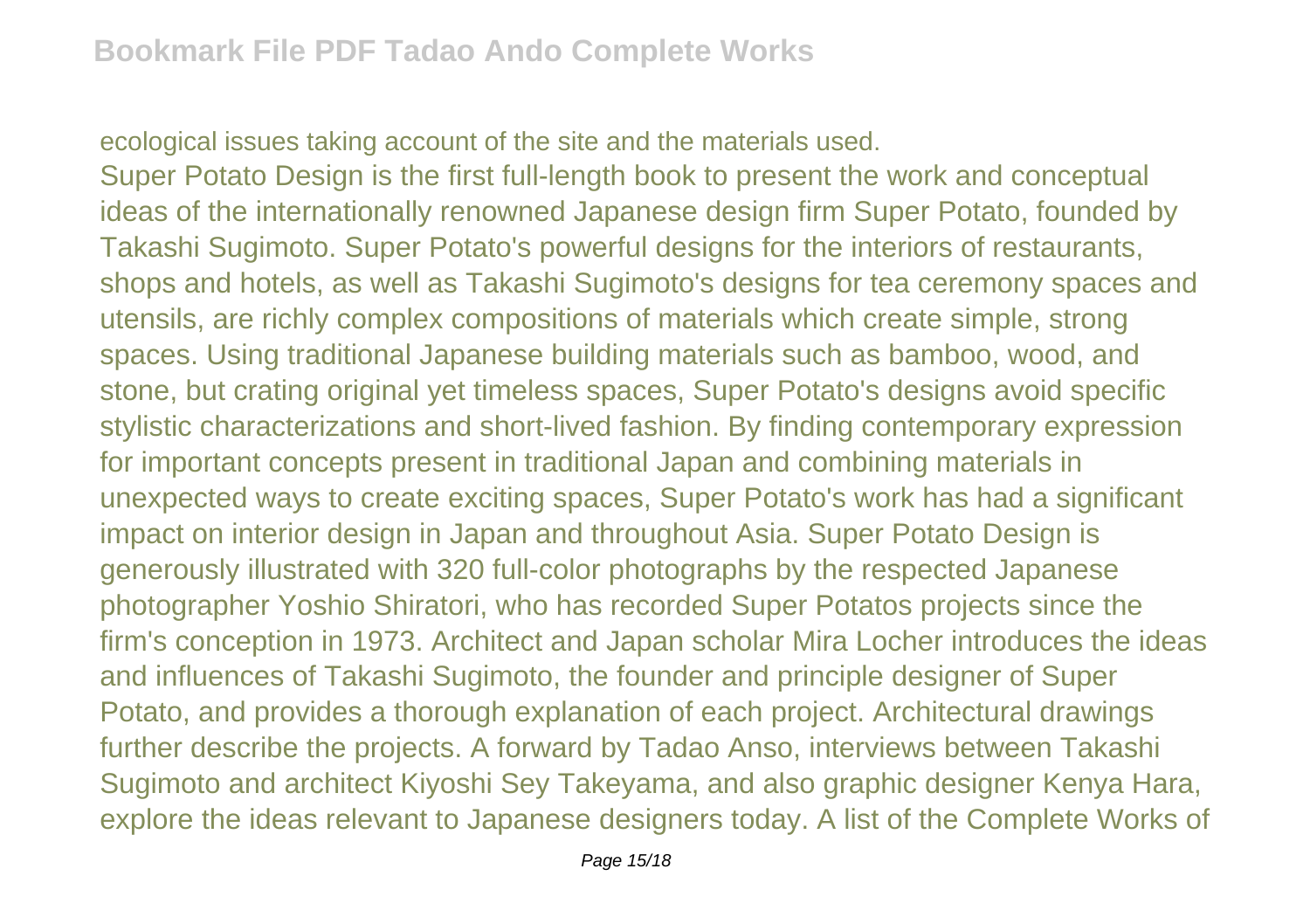ecological issues taking account of the site and the materials used.

Super Potato Design is the first full-length book to present the work and conceptual ideas of the internationally renowned Japanese design firm Super Potato, founded by Takashi Sugimoto. Super Potato's powerful designs for the interiors of restaurants, shops and hotels, as well as Takashi Sugimoto's designs for tea ceremony spaces and utensils, are richly complex compositions of materials which create simple, strong spaces. Using traditional Japanese building materials such as bamboo, wood, and stone, but crating original yet timeless spaces, Super Potato's designs avoid specific stylistic characterizations and short-lived fashion. By finding contemporary expression for important concepts present in traditional Japan and combining materials in unexpected ways to create exciting spaces, Super Potato's work has had a significant impact on interior design in Japan and throughout Asia. Super Potato Design is generously illustrated with 320 full-color photographs by the respected Japanese photographer Yoshio Shiratori, who has recorded Super Potatos projects since the firm's conception in 1973. Architect and Japan scholar Mira Locher introduces the ideas and influences of Takashi Sugimoto, the founder and principle designer of Super Potato, and provides a thorough explanation of each project. Architectural drawings further describe the projects. A forward by Tadao Anso, interviews between Takashi Sugimoto and architect Kiyoshi Sey Takeyama, and also graphic designer Kenya Hara, explore the ideas relevant to Japanese designers today. A list of the Complete Works of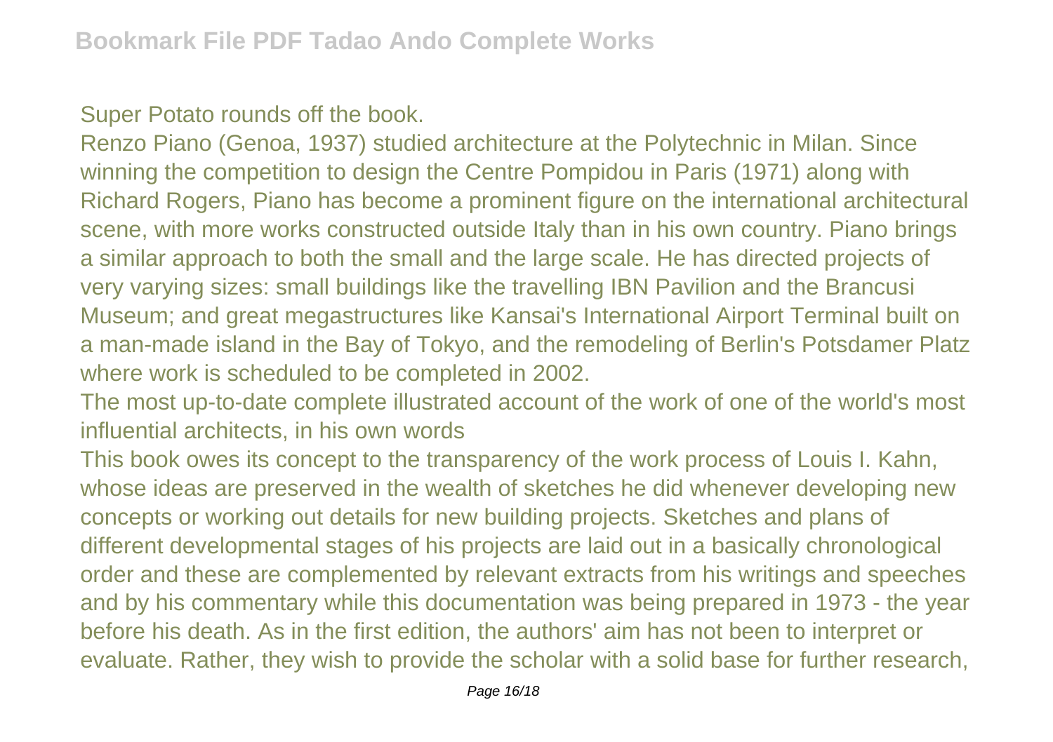Super Potato rounds off the book.

Renzo Piano (Genoa, 1937) studied architecture at the Polytechnic in Milan. Since winning the competition to design the Centre Pompidou in Paris (1971) along with Richard Rogers, Piano has become a prominent figure on the international architectural scene, with more works constructed outside Italy than in his own country. Piano brings a similar approach to both the small and the large scale. He has directed projects of very varying sizes: small buildings like the travelling IBN Pavilion and the Brancusi Museum; and great megastructures like Kansai's International Airport Terminal built on a man-made island in the Bay of Tokyo, and the remodeling of Berlin's Potsdamer Platz where work is scheduled to be completed in 2002.

The most up-to-date complete illustrated account of the work of one of the world's most influential architects, in his own words

This book owes its concept to the transparency of the work process of Louis I. Kahn, whose ideas are preserved in the wealth of sketches he did whenever developing new concepts or working out details for new building projects. Sketches and plans of different developmental stages of his projects are laid out in a basically chronological order and these are complemented by relevant extracts from his writings and speeches and by his commentary while this documentation was being prepared in 1973 - the year before his death. As in the first edition, the authors' aim has not been to interpret or evaluate. Rather, they wish to provide the scholar with a solid base for further research,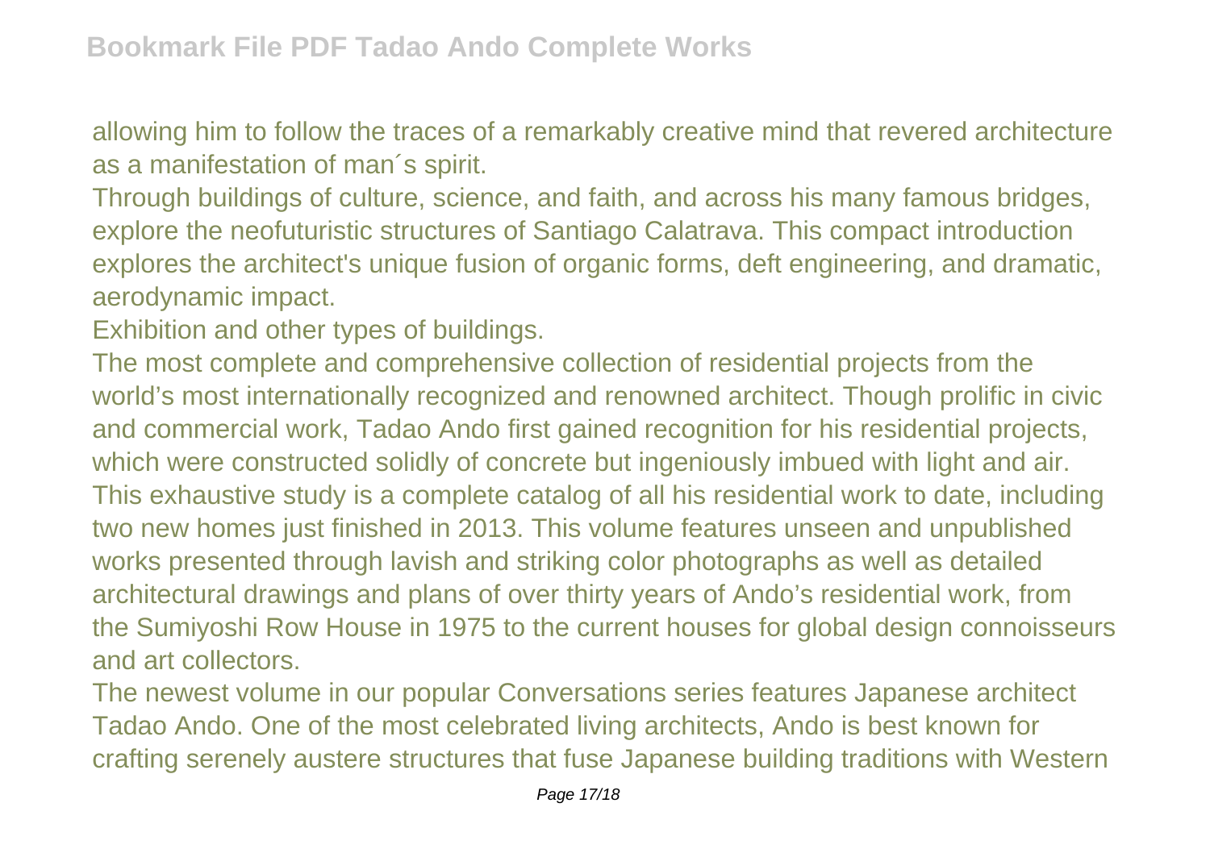allowing him to follow the traces of a remarkably creative mind that revered architecture as a manifestation of man´s spirit.

Through buildings of culture, science, and faith, and across his many famous bridges, explore the neofuturistic structures of Santiago Calatrava. This compact introduction explores the architect's unique fusion of organic forms, deft engineering, and dramatic, aerodynamic impact.

Exhibition and other types of buildings.

The most complete and comprehensive collection of residential projects from the world's most internationally recognized and renowned architect. Though prolific in civic and commercial work, Tadao Ando first gained recognition for his residential projects, which were constructed solidly of concrete but ingeniously imbued with light and air. This exhaustive study is a complete catalog of all his residential work to date, including two new homes just finished in 2013. This volume features unseen and unpublished works presented through lavish and striking color photographs as well as detailed architectural drawings and plans of over thirty years of Ando's residential work, from the Sumiyoshi Row House in 1975 to the current houses for global design connoisseurs and art collectors.

The newest volume in our popular Conversations series features Japanese architect Tadao Ando. One of the most celebrated living architects, Ando is best known for crafting serenely austere structures that fuse Japanese building traditions with Western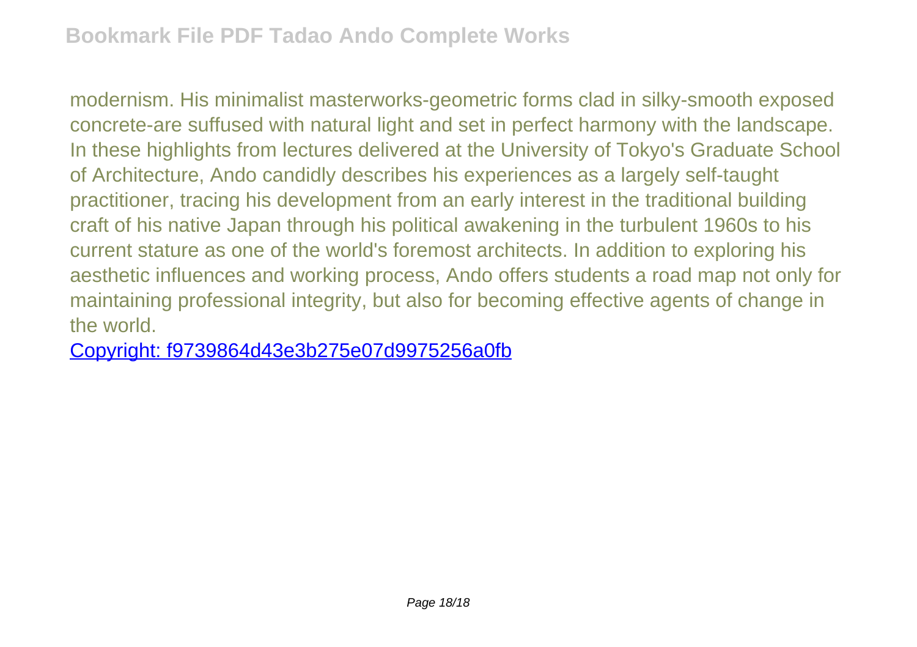modernism. His minimalist masterworks-geometric forms clad in silky-smooth exposed concrete-are suffused with natural light and set in perfect harmony with the landscape. In these highlights from lectures delivered at the University of Tokyo's Graduate School of Architecture, Ando candidly describes his experiences as a largely self-taught practitioner, tracing his development from an early interest in the traditional building craft of his native Japan through his political awakening in the turbulent 1960s to his current stature as one of the world's foremost architects. In addition to exploring his aesthetic influences and working process, Ando offers students a road map not only for maintaining professional integrity, but also for becoming effective agents of change in the world.

Copyright: f9739864d43e3b275e07d9975256a0fb